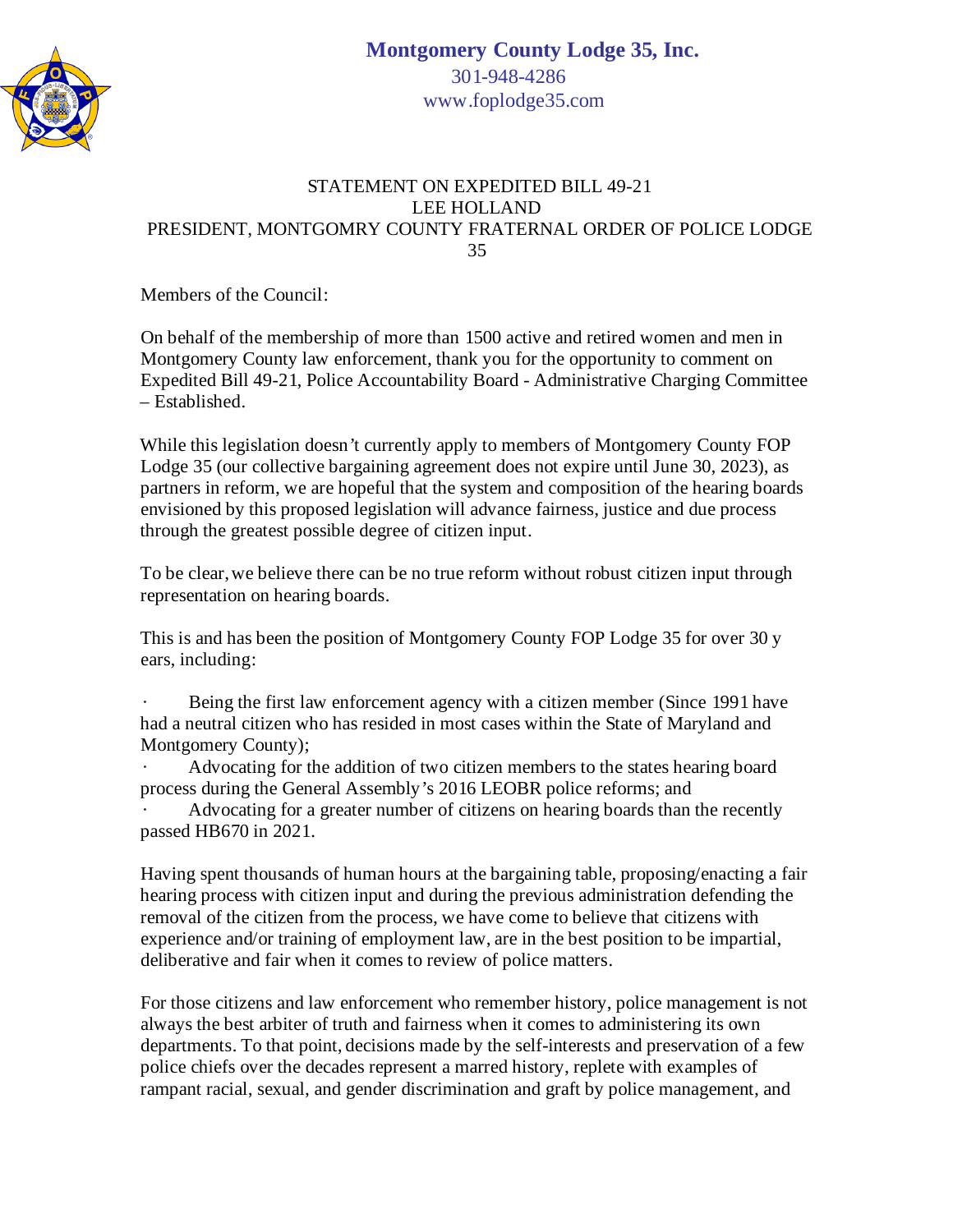**Montgomery County Lodge 35, Inc.**
301-948-4286
www.foplodge35.com

STATEMENT ON EXPEDITED BILL 49-21
LEE HOLLAND
PRESIDENT, MONTGOMRY COUNTY FRATERNAL ORDER OF POLICE LODGE 35

Members of the Council:

On behalf of the membership of more than 1500 active and retired women and men in Montgomery County law enforcement, thank you for the opportunity to comment on Expedited Bill 49-21, Police Accountability Board - Administrative Charging Committee – Established.

While this legislation doesn't currently apply to members of Montgomery County FOP Lodge 35 (our collective bargaining agreement does not expire until June 30, 2023), as partners in reform, we are hopeful that the system and composition of the hearing boards envisioned by this proposed legislation will advance fairness, justice and due process through the greatest possible degree of citizen input.

To be clear, we believe there can be no true reform without robust citizen input through representation on hearing boards.

This is and has been the position of Montgomery County FOP Lodge 35 for over 30 y ears, including:

- Being the first law enforcement agency with a citizen member (Since 1991 have had a neutral citizen who has resided in most cases within the State of Maryland and Montgomery County);
- Advocating for the addition of two citizen members to the states hearing board process during the General Assembly's 2016 LEOBR police reforms; and
- Advocating for a greater number of citizens on hearing boards than the recently passed HB670 in 2021.

Having spent thousands of human hours at the bargaining table, proposing/enacting a fair hearing process with citizen input and during the previous administration defending the removal of the citizen from the process, we have come to believe that citizens with experience and/or training of employment law, are in the best position to be impartial, deliberative and fair when it comes to review of police matters.

For those citizens and law enforcement who remember history, police management is not always the best arbiter of truth and fairness when it comes to administering its own departments. To that point, decisions made by the self-interests and preservation of a few police chiefs over the decades represent a marred history, replete with examples of rampant racial, sexual, and gender discrimination and graft by police management, and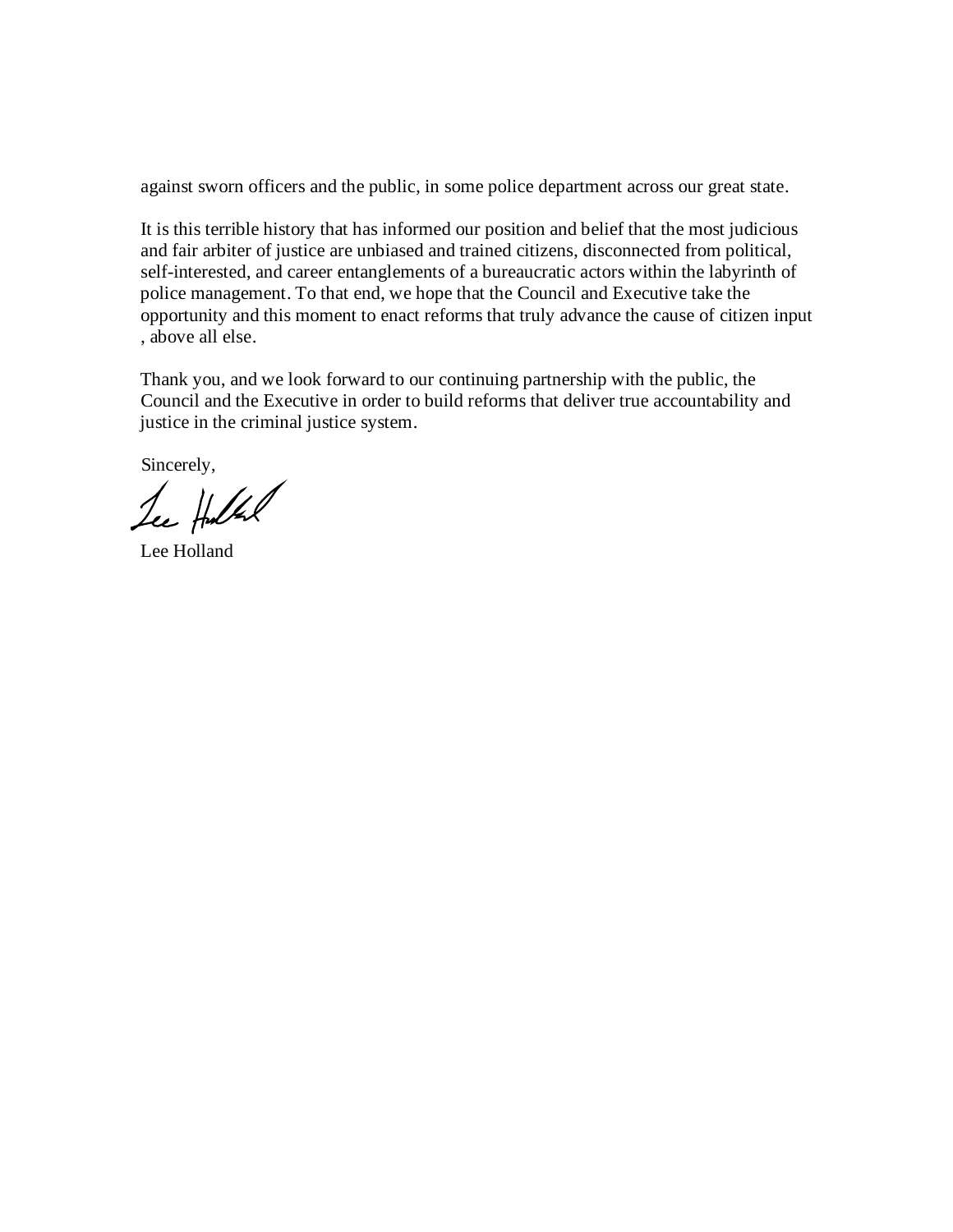against sworn officers and the public, in some police department across our great state.

It is this terrible history that has informed our position and belief that the most judicious and fair arbiter of justice are unbiased and trained citizens, disconnected from political, self-interested, and career entanglements of a bureaucratic actors within the labyrinth of police management. To that end, we hope that the Council and Executive take the opportunity and this moment to enact reforms that truly advance the cause of citizen input , above all else.

Thank you, and we look forward to our continuing partnership with the public, the Council and the Executive in order to build reforms that deliver true accountability and justice in the criminal justice system.

Sincerely,

Lee Holland